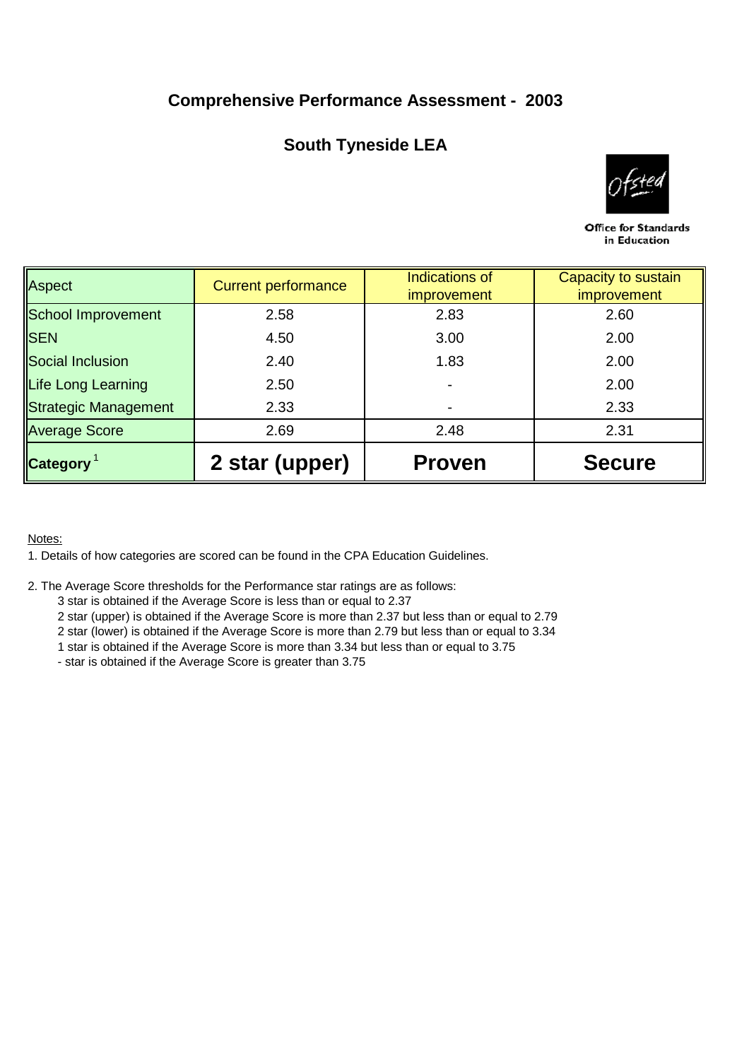# Comprehensive Performance Assessment - 2003

## South Tyneside LEA

Office for Standards in Education

| Aspect | Current performance | Indications of improvement | Capacity to sustain improvement |
|---|---|---|---|
| School Improvement | 2.58 | 2.83 | 2.60 |
| SEN | 4.50 | 3.00 | 2.00 |
| Social Inclusion | 2.40 | 1.83 | 2.00 |
| Life Long Learning | 2.50 | - | 2.00 |
| Strategic Management | 2.33 | - | 2.33 |
| Average Score | 2.69 | 2.48 | 2.31 |
| **Category** [1] | **2 star (upper)** | **Proven** | **Secure** |

Notes:

1. Details of how categories are scored can be found in the CPA Education Guidelines.

2. The Average Score thresholds for the Performance star ratings are as follows:
   - 3 star is obtained if the Average Score is less than or equal to 2.37
   - 2 star (upper) is obtained if the Average Score is more than 2.37 but less than or equal to 2.79
   - 2 star (lower) is obtained if the Average Score is more than 2.79 but less than or equal to 3.34
   - 1 star is obtained if the Average Score is more than 3.34 but less than or equal to 3.75
   - \- star is obtained if the Average Score is greater than 3.75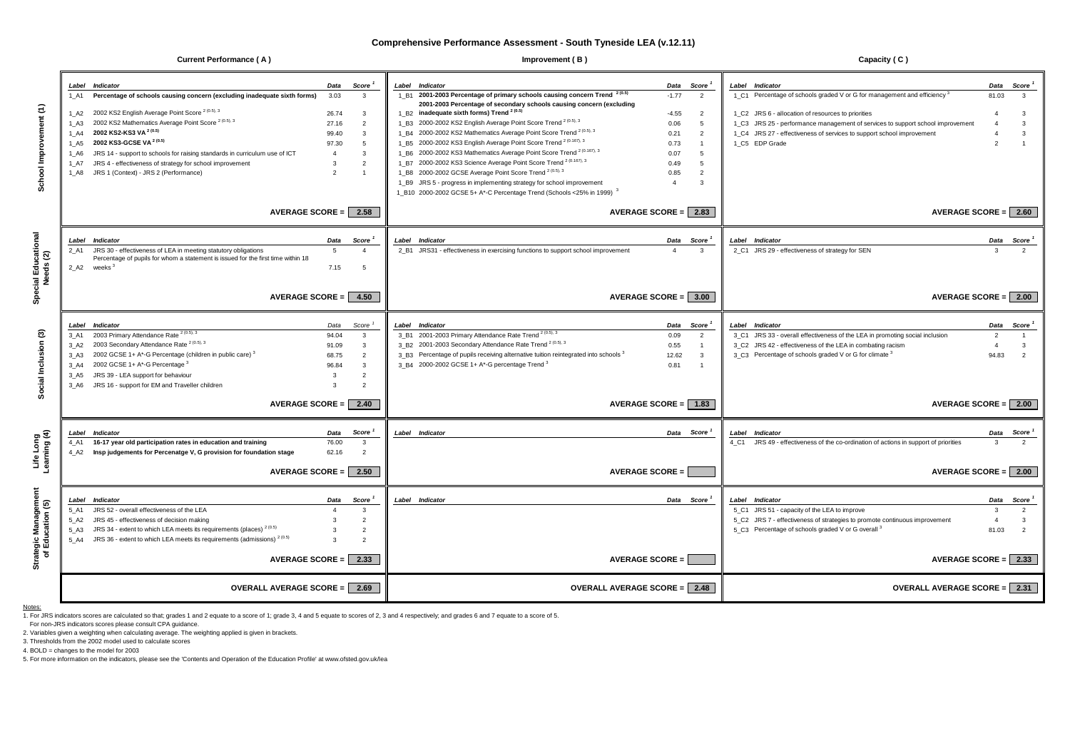# Comprehensive Performance Assessment - South Tyneside LEA (v.12.11)

## School Improvement (1)

### Current Performance ( A )

| Label | Indicator | Data | Score [1] |
|---|---|---|---|
| 1_A1 | **Percentage of schools causing concern (excluding inadequate sixth forms)** | 3.03 | 3 |
| 1_A2 | 2002 KS2 English Average Point Score [2 (0.5), 3] | 26.74 | 3 |
| 1_A3 | 2002 KS2 Mathematics Average Point Score [2 (0.5), 3] | 27.16 | 2 |
| 1_A4 | **2002 KS2-KS3 VA [2 (0.5)]** | 99.40 | 3 |
| 1_A5 | **2002 KS3-GCSE VA [2 (0.5)]** | 97.30 | 5 |
| 1_A6 | JRS 14 - support to schools for raising standards in curriculum use of ICT | 4 | 3 |
| 1_A7 | JRS 4 - effectiveness of strategy for school improvement | 3 | 2 |
| 1_A8 | JRS 1 (Context) - JRS 2 (Performance) | 2 | 1 |
| | **AVERAGE SCORE =** | | **2.58** |

### Improvement ( B )

| Label | Indicator | Data | Score [1] |
|---|---|---|---|
| 1_B1 | **2001-2003 Percentage of primary schools causing concern Trend [2 (0.5)]** | -1.77 | 2 |
| 1_B2 | **2001-2003 Percentage of secondary schools causing concern (excluding inadequate sixth forms) Trend [2 (0.5)]** | -4.55 | 2 |
| 1_B3 | 2000-2002 KS2 English Average Point Score Trend [2 (0.5), 3] | 0.06 | 5 |
| 1_B4 | 2000-2002 KS2 Mathematics Average Point Score Trend [2 (0.5), 3] | 0.21 | 2 |
| 1_B5 | 2000-2002 KS3 English Average Point Score Trend [2 (0.167), 3] | 0.73 | 1 |
| 1_B6 | 2000-2002 KS3 Mathematics Average Point Score Trend [2 (0.167), 3] | 0.07 | 5 |
| 1_B7 | 2000-2002 KS3 Science Average Point Score Trend [2 (0.167), 3] | 0.49 | 5 |
| 1_B8 | 2000-2002 GCSE Average Point Score Trend [2 (0.5), 3] | 0.85 | 2 |
| 1_B9 | JRS 5 - progress in implementing strategy for school improvement | 4 | 3 |
| 1_B10 | 2000-2002 GCSE 5+ A*-C Percentage Trend (Schools <25% in 1999) [3] | | |
| | **AVERAGE SCORE =** | | **2.83** |

### Capacity ( C )

| Label | Indicator | Data | Score [1] |
|---|---|---|---|
| 1_C1 | Percentage of schools graded V or G for management and efficiency [3] | 81.03 | 3 |
| 1_C2 | JRS 6 - allocation of resources to priorities | 4 | 3 |
| 1_C3 | JRS 25 - performance management of services to support school improvement | 4 | 3 |
| 1_C4 | JRS 27 - effectiveness of services to support school improvement | 4 | 3 |
| 1_C5 | EDP Grade | 2 | 1 |
| | **AVERAGE SCORE =** | | **2.60** |

## Special Educational Needs (2)

### Current Performance ( A )

| Label | Indicator | Data | Score [1] |
|---|---|---|---|
| 2_A1 | JRS 30 - effectiveness of LEA in meeting statutory obligations | 5 | 4 |
| 2_A2 | Percentage of pupils for whom a statement is issued for the first time within 18 weeks [3] | 7.15 | 5 |
| | **AVERAGE SCORE =** | | **4.50** |

### Improvement ( B )

| Label | Indicator | Data | Score [1] |
|---|---|---|---|
| 2_B1 | JRS31 - effectiveness in exercising functions to support school improvement | 4 | 3 |
| | **AVERAGE SCORE =** | | **3.00** |

### Capacity ( C )

| Label | Indicator | Data | Score [1] |
|---|---|---|---|
| 2_C1 | JRS 29 - effectiveness of strategy for SEN | 3 | 2 |
| | **AVERAGE SCORE =** | | **2.00** |

## Social Inclusion (3)

### Current Performance ( A )

| Label | Indicator | Data | Score [1] |
|---|---|---|---|
| 3_A1 | 2003 Primary Attendance Rate [2 (0.5), 3] | 94.04 | 3 |
| 3_A2 | 2003 Secondary Attendance Rate [2 (0.5), 3] | 91.09 | 3 |
| 3_A3 | 2002 GCSE 1+ A*-G Percentage (children in public care) [3] | 68.75 | 2 |
| 3_A4 | 2002 GCSE 1+ A*-G Percentage [3] | 96.84 | 3 |
| 3_A5 | JRS 39 - LEA support for behaviour | 3 | 2 |
| 3_A6 | JRS 16 - support for EM and Traveller children | 3 | 2 |
| | **AVERAGE SCORE =** | | **2.40** |

### Improvement ( B )

| Label | Indicator | Data | Score [1] |
|---|---|---|---|
| 3_B1 | 2001-2003 Primary Attendance Rate Trend [2 (0.5), 3] | 0.09 | 2 |
| 3_B2 | 2001-2003 Secondary Attendance Rate Trend [2 (0.5), 3] | 0.55 | 1 |
| 3_B3 | Percentage of pupils receiving alternative tuition reintegrated into schools [3] | 12.62 | 3 |
| 3_B4 | 2000-2002 GCSE 1+ A*-G percentage Trend [3] | 0.81 | 1 |
| | **AVERAGE SCORE =** | | **1.83** |

### Capacity ( C )

| Label | Indicator | Data | Score [1] |
|---|---|---|---|
| 3_C1 | JRS 33 - overall effectiveness of the LEA in promoting social inclusion | 2 | 1 |
| 3_C2 | JRS 42 - effectiveness of the LEA in combating racism | 4 | 3 |
| 3_C3 | Percentage of schools graded V or G for climate [3] | 94.83 | 2 |
| | **AVERAGE SCORE =** | | **2.00** |

## Life Long Learning (4)

### Current Performance ( A )

| Label | Indicator | Data | Score [1] |
|---|---|---|---|
| 4_A1 | **16-17 year old participation rates in education and training** | 76.00 | 3 |
| 4_A2 | **Insp judgements for Percenatge V, G provision for foundation stage** | 62.16 | 2 |
| | **AVERAGE SCORE =** | | **2.50** |

### Improvement ( B )

| Label | Indicator | Data | Score [1] |
|---|---|---|---|
| | **AVERAGE SCORE =** | | |

### Capacity ( C )

| Label | Indicator | Data | Score [1] |
|---|---|---|---|
| 4_C1 | JRS 49 - effectiveness of the co-ordination of actions in support of priorities | 3 | 2 |
| | **AVERAGE SCORE =** | | **2.00** |

## Strategic Management of Education (5)

### Current Performance ( A )

| Label | Indicator | Data | Score [1] |
|---|---|---|---|
| 5_A1 | JRS 52 - overall effectiveness of the LEA | 4 | 3 |
| 5_A2 | JRS 45 - effectiveness of decision making | 3 | 2 |
| 5_A3 | JRS 34 - extent to which LEA meets its requirements (places) [2 (0.5)] | 3 | 2 |
| 5_A4 | JRS 36 - extent to which LEA meets its requirements (admissions) [2 (0.5)] | 3 | 2 |
| | **AVERAGE SCORE =** | | **2.33** |

### Improvement ( B )

| Label | Indicator | Data | Score [1] |
|---|---|---|---|
| | **AVERAGE SCORE =** | | |

### Capacity ( C )

| Label | Indicator | Data | Score [1] |
|---|---|---|---|
| 5_C1 | JRS 51 - capacity of the LEA to improve | 3 | 2 |
| 5_C2 | JRS 7 - effectiveness of strategies to promote continuous improvement | 4 | 3 |
| 5_C3 | Percentage of schools graded V or G overall [3] | 81.03 | 2 |
| | **AVERAGE SCORE =** | | **2.33** |

## Overall

| Current Performance ( A ) | Improvement ( B ) | Capacity ( C ) |
|---|---|---|
| **OVERALL AVERAGE SCORE = 2.69** | **OVERALL AVERAGE SCORE = 2.48** | **OVERALL AVERAGE SCORE = 2.31** |

Notes:

1. For JRS indicators scores are calculated so that; grades 1 and 2 equate to a score of 1; grade 3, 4 and 5 equate to scores of 2, 3 and 4 respectively; and grades 6 and 7 equate to a score of 5.
   For non-JRS indicators scores please consult CPA guidance.
2. Variables given a weighting when calculating average. The weighting applied is given in brackets.
3. Thresholds from the 2002 model used to calculate scores
4. BOLD = changes to the model for 2003
5. For more information on the indicators, please see the 'Contents and Operation of the Education Profile' at www.ofsted.gov.uk/lea